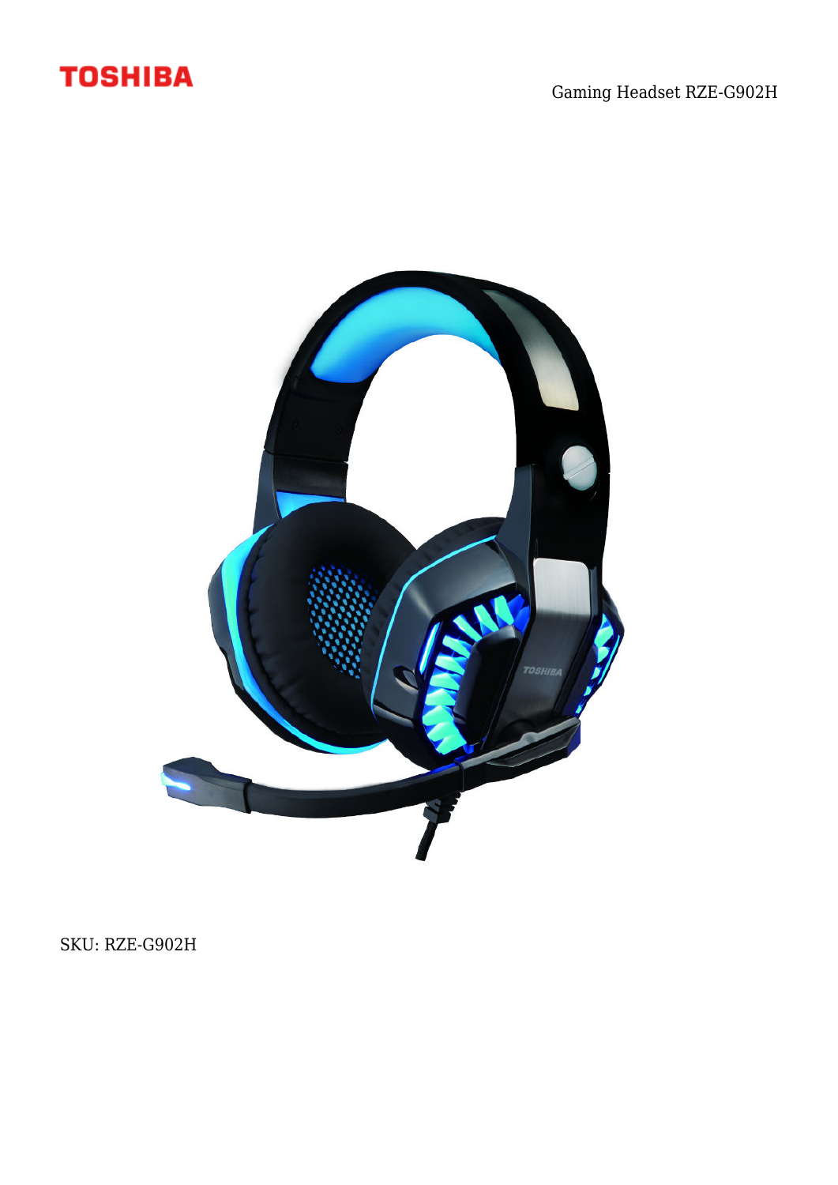TOSHIBA

Gaming Headset RZE-G902H

SKU: RZE-G902H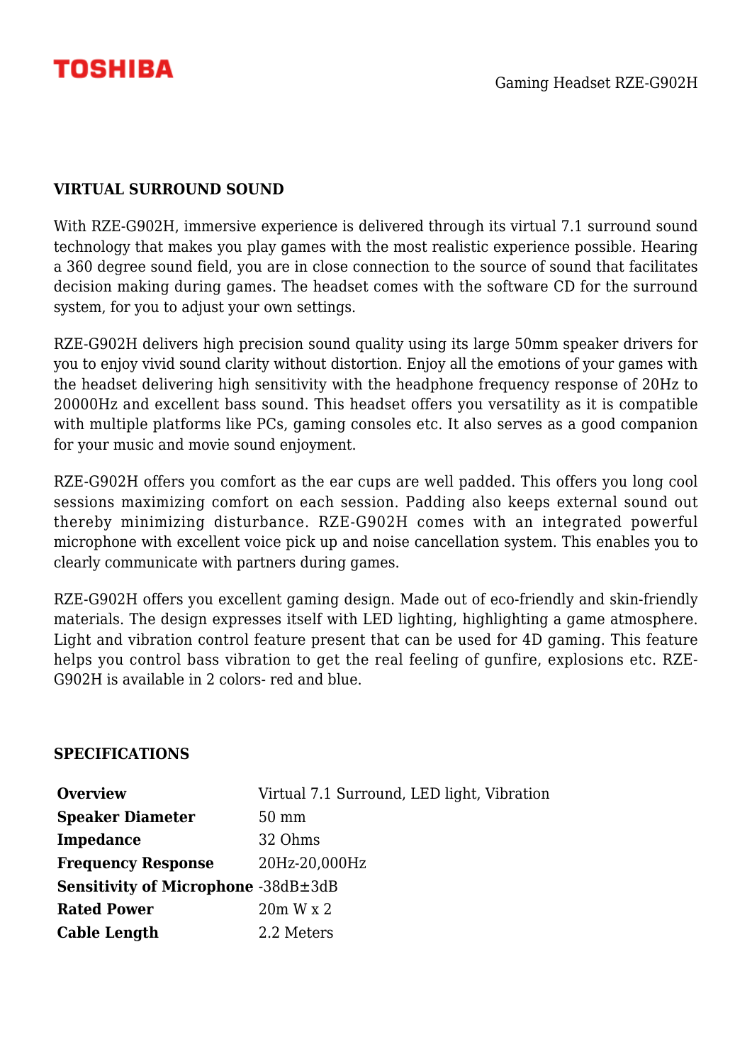## VIRTUAL SURROUND SOUND

With RZE-G902H, immersive experience is delivered through its virtual 7.1 surround sound technology that makes you play games with the most realistic experience possible. Hearing a 360 degree sound field, you are in close connection to the source of sound that facilitates decision making during games. The headset comes with the software CD for the surround system, for you to adjust your own settings.

RZE-G902H delivers high precision sound quality using its large 50mm speaker drivers for you to enjoy vivid sound clarity without distortion. Enjoy all the emotions of your games with the headset delivering high sensitivity with the headphone frequency response of 20Hz to 20000Hz and excellent bass sound. This headset offers you versatility as it is compatible with multiple platforms like PCs, gaming consoles etc. It also serves as a good companion for your music and movie sound enjoyment.

RZE-G902H offers you comfort as the ear cups are well padded. This offers you long cool sessions maximizing comfort on each session. Padding also keeps external sound out thereby minimizing disturbance. RZE-G902H comes with an integrated powerful microphone with excellent voice pick up and noise cancellation system. This enables you to clearly communicate with partners during games.

RZE-G902H offers you excellent gaming design. Made out of eco-friendly and skin-friendly materials. The design expresses itself with LED lighting, highlighting a game atmosphere. Light and vibration control feature present that can be used for 4D gaming. This feature helps you control bass vibration to get the real feeling of gunfire, explosions etc. RZE-G902H is available in 2 colors- red and blue.

## SPECIFICATIONS

| | |
|---|---|
| **Overview** | Virtual 7.1 Surround, LED light, Vibration |
| **Speaker Diameter** | 50 mm |
| **Impedance** | 32 Ohms |
| **Frequency Response** | 20Hz-20,000Hz |
| **Sensitivity of Microphone** | -38dB±3dB |
| **Rated Power** | 20m W x 2 |
| **Cable Length** | 2.2 Meters |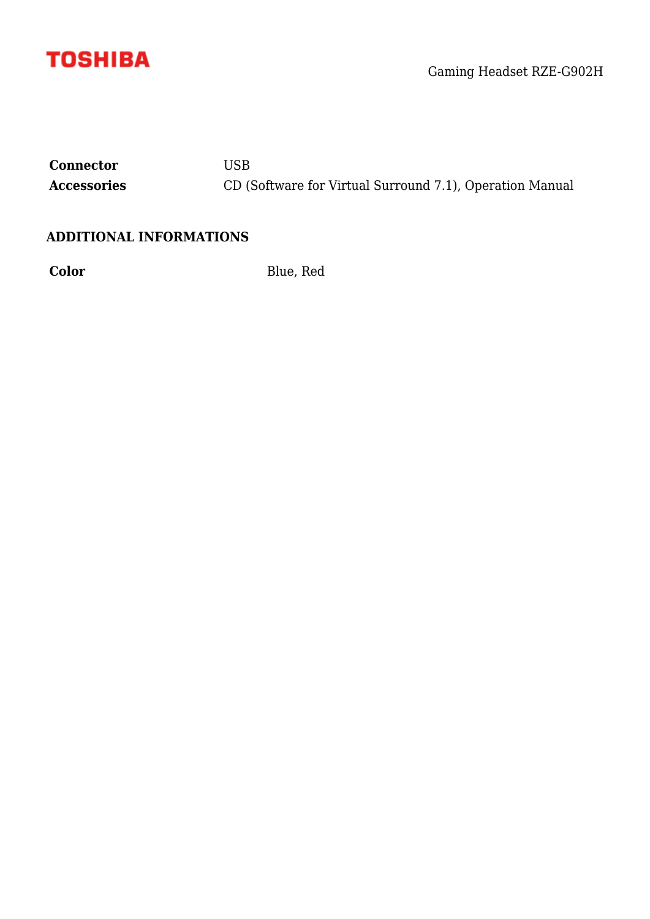| | |
|---|---|
| **Connector** | USB |
| **Accessories** | CD (Software for Virtual Surround 7.1), Operation Manual |

## ADDITIONAL INFORMATIONS

| | |
|---|---|
| **Color** | Blue, Red |